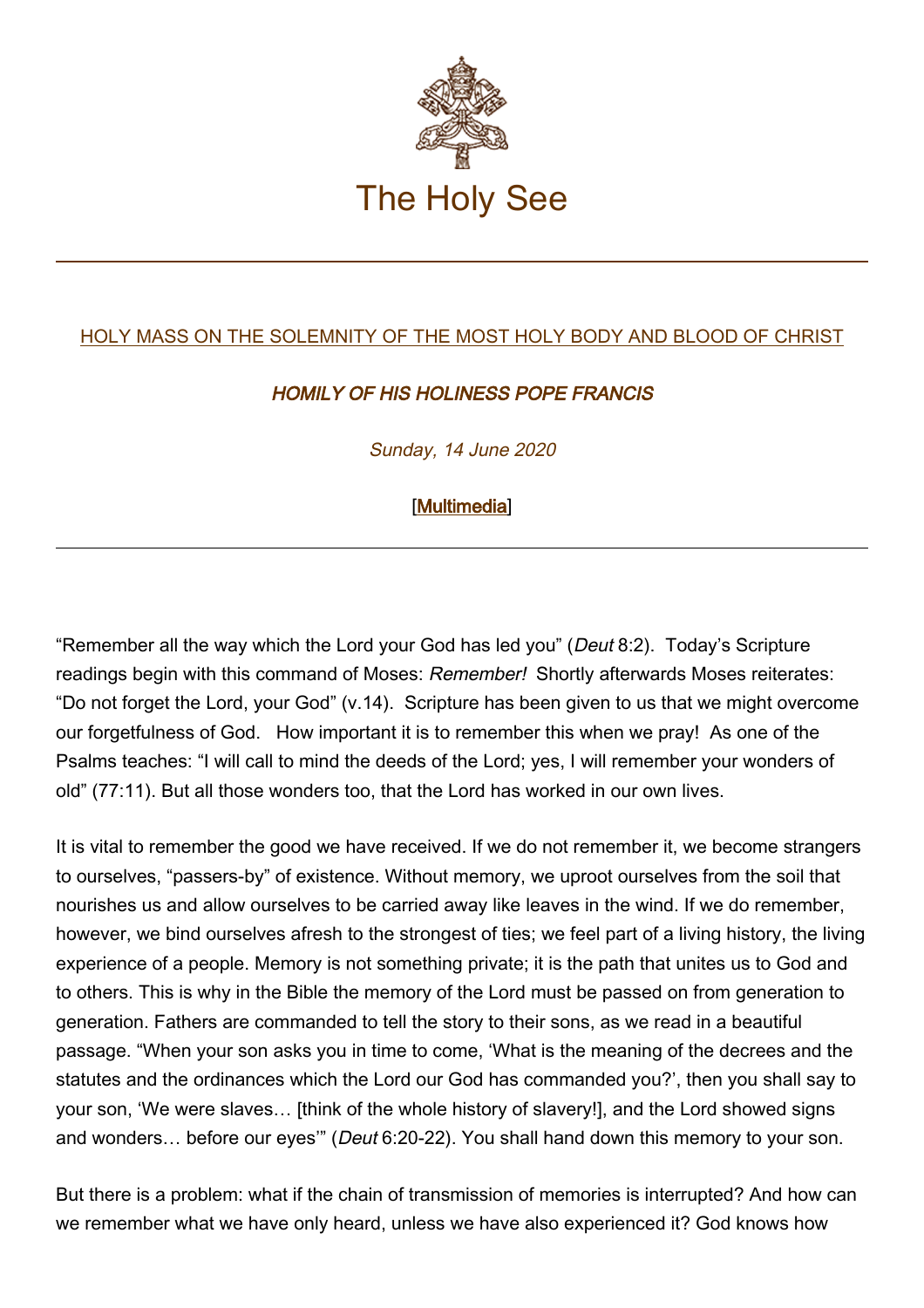# The Holy See

## HOLY MASS ON THE SOLEMNITY OF THE MOST HOLY BODY AND BLOOD OF CHRIST

### *HOMILY OF HIS HOLINESS POPE FRANCIS*

*Sunday, 14 June 2020*

[Multimedia]

---

“Remember all the way which the Lord your God has led you” (*Deut* 8:2). Today’s Scripture readings begin with this command of Moses: *Remember!* Shortly afterwards Moses reiterates: “Do not forget the Lord, your God” (v.14). Scripture has been given to us that we might overcome our forgetfulness of God. How important it is to remember this when we pray! As one of the Psalms teaches: “I will call to mind the deeds of the Lord; yes, I will remember your wonders of old” (77:11). But all those wonders too, that the Lord has worked in our own lives.

It is vital to remember the good we have received. If we do not remember it, we become strangers to ourselves, “passers-by” of existence. Without memory, we uproot ourselves from the soil that nourishes us and allow ourselves to be carried away like leaves in the wind. If we do remember, however, we bind ourselves afresh to the strongest of ties; we feel part of a living history, the living experience of a people. Memory is not something private; it is the path that unites us to God and to others. This is why in the Bible the memory of the Lord must be passed on from generation to generation. Fathers are commanded to tell the story to their sons, as we read in a beautiful passage. “When your son asks you in time to come, ‘What is the meaning of the decrees and the statutes and the ordinances which the Lord our God has commanded you?’, then you shall say to your son, ‘We were slaves… [think of the whole history of slavery!], and the Lord showed signs and wonders… before our eyes’” (*Deut* 6:20-22). You shall hand down this memory to your son.

But there is a problem: what if the chain of transmission of memories is interrupted? And how can we remember what we have only heard, unless we have also experienced it? God knows how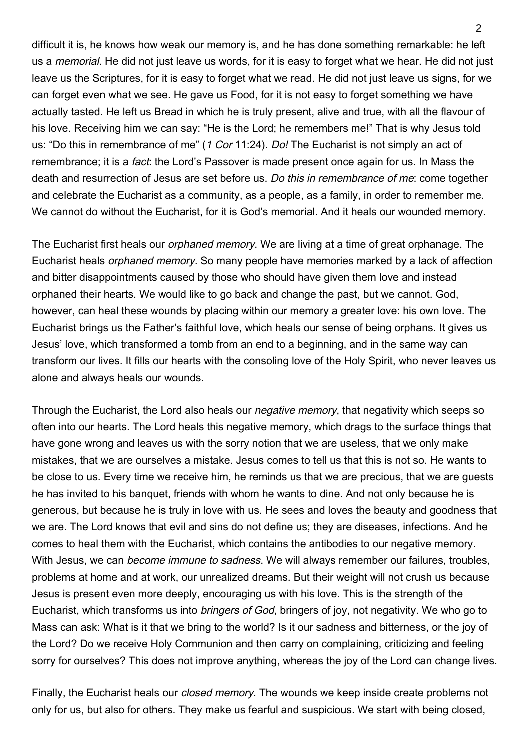difficult it is, he knows how weak our memory is, and he has done something remarkable: he left us a *memorial*. He did not just leave us words, for it is easy to forget what we hear. He did not just leave us the Scriptures, for it is easy to forget what we read. He did not just leave us signs, for we can forget even what we see. He gave us Food, for it is not easy to forget something we have actually tasted. He left us Bread in which he is truly present, alive and true, with all the flavour of his love. Receiving him we can say: "He is the Lord; he remembers me!" That is why Jesus told us: "Do this in remembrance of me" (*1 Cor* 11:24). *Do!* The Eucharist is not simply an act of remembrance; it is a *fact*: the Lord's Passover is made present once again for us. In Mass the death and resurrection of Jesus are set before us. *Do this in remembrance of me*: come together and celebrate the Eucharist as a community, as a people, as a family, in order to remember me. We cannot do without the Eucharist, for it is God's memorial. And it heals our wounded memory.

The Eucharist first heals our *orphaned memory*. We are living at a time of great orphanage. The Eucharist heals *orphaned memory.* So many people have memories marked by a lack of affection and bitter disappointments caused by those who should have given them love and instead orphaned their hearts. We would like to go back and change the past, but we cannot. God, however, can heal these wounds by placing within our memory a greater love: his own love. The Eucharist brings us the Father's faithful love, which heals our sense of being orphans. It gives us Jesus' love, which transformed a tomb from an end to a beginning, and in the same way can transform our lives. It fills our hearts with the consoling love of the Holy Spirit, who never leaves us alone and always heals our wounds.

Through the Eucharist, the Lord also heals our *negative memory*, that negativity which seeps so often into our hearts. The Lord heals this negative memory, which drags to the surface things that have gone wrong and leaves us with the sorry notion that we are useless, that we only make mistakes, that we are ourselves a mistake. Jesus comes to tell us that this is not so. He wants to be close to us. Every time we receive him, he reminds us that we are precious, that we are guests he has invited to his banquet, friends with whom he wants to dine. And not only because he is generous, but because he is truly in love with us. He sees and loves the beauty and goodness that we are. The Lord knows that evil and sins do not define us; they are diseases, infections. And he comes to heal them with the Eucharist, which contains the antibodies to our negative memory. With Jesus, we can *become immune to sadness*. We will always remember our failures, troubles, problems at home and at work, our unrealized dreams. But their weight will not crush us because Jesus is present even more deeply, encouraging us with his love. This is the strength of the Eucharist, which transforms us into *bringers of God*, bringers of joy, not negativity. We who go to Mass can ask: What is it that we bring to the world? Is it our sadness and bitterness, or the joy of the Lord? Do we receive Holy Communion and then carry on complaining, criticizing and feeling sorry for ourselves? This does not improve anything, whereas the joy of the Lord can change lives.

Finally, the Eucharist heals our *closed memory*. The wounds we keep inside create problems not only for us, but also for others. They make us fearful and suspicious. We start with being closed,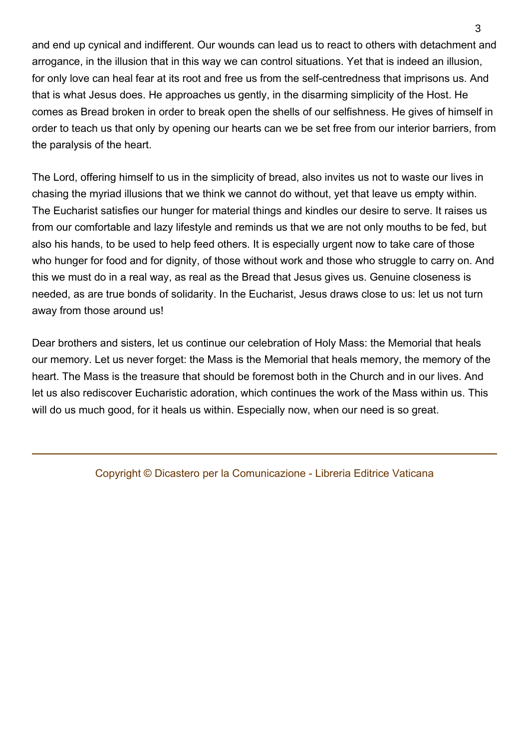and end up cynical and indifferent. Our wounds can lead us to react to others with detachment and arrogance, in the illusion that in this way we can control situations. Yet that is indeed an illusion, for only love can heal fear at its root and free us from the self-centredness that imprisons us. And that is what Jesus does. He approaches us gently, in the disarming simplicity of the Host. He comes as Bread broken in order to break open the shells of our selfishness. He gives of himself in order to teach us that only by opening our hearts can we be set free from our interior barriers, from the paralysis of the heart.

The Lord, offering himself to us in the simplicity of bread, also invites us not to waste our lives in chasing the myriad illusions that we think we cannot do without, yet that leave us empty within. The Eucharist satisfies our hunger for material things and kindles our desire to serve. It raises us from our comfortable and lazy lifestyle and reminds us that we are not only mouths to be fed, but also his hands, to be used to help feed others. It is especially urgent now to take care of those who hunger for food and for dignity, of those without work and those who struggle to carry on. And this we must do in a real way, as real as the Bread that Jesus gives us. Genuine closeness is needed, as are true bonds of solidarity. In the Eucharist, Jesus draws close to us: let us not turn away from those around us!

Dear brothers and sisters, let us continue our celebration of Holy Mass: the Memorial that heals our memory. Let us never forget: the Mass is the Memorial that heals memory, the memory of the heart. The Mass is the treasure that should be foremost both in the Church and in our lives. And let us also rediscover Eucharistic adoration, which continues the work of the Mass within us. This will do us much good, for it heals us within. Especially now, when our need is so great.

---

Copyright © Dicastero per la Comunicazione - Libreria Editrice Vaticana